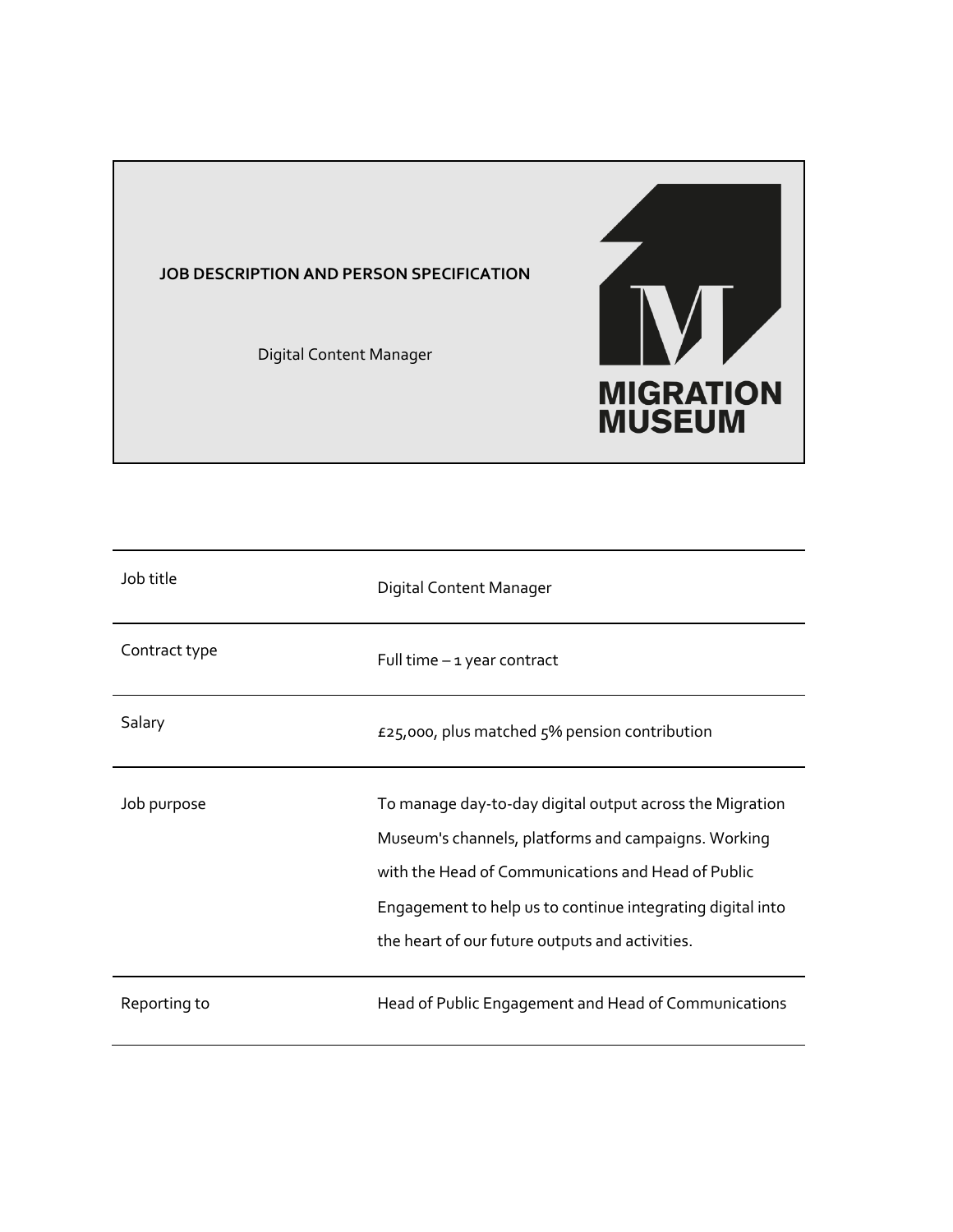**JOB DESCRIPTION AND PERSON SPECIFICATION**

Digital Content Manager

MIGRATION MUSEUM

| | |
|---|---|
| Job title | Digital Content Manager |
| Contract type | Full time – 1 year contract |
| Salary | £25,000, plus matched 5% pension contribution |
| Job purpose | To manage day-to-day digital output across the Migration Museum's channels, platforms and campaigns. Working with the Head of Communications and Head of Public Engagement to help us to continue integrating digital into the heart of our future outputs and activities. |
| Reporting to | Head of Public Engagement and Head of Communications |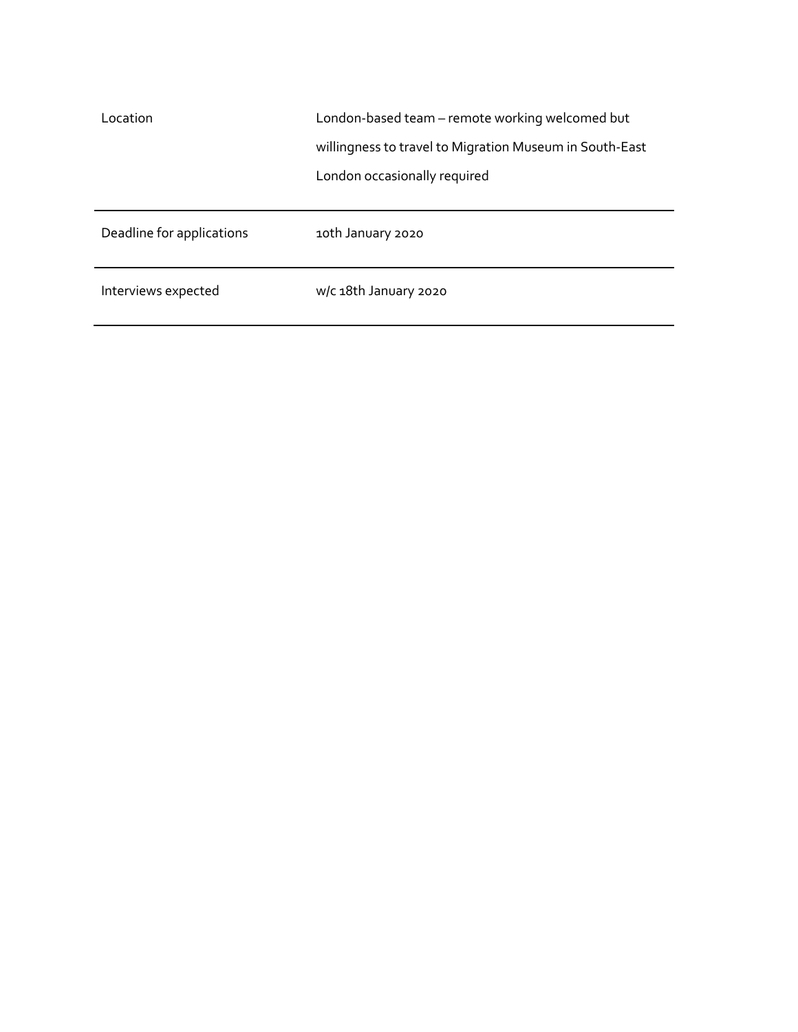| | |
|---|---|
| Location | London-based team – remote working welcomed but willingness to travel to Migration Museum in South-East London occasionally required |
| Deadline for applications | 10th January 2020 |
| Interviews expected | w/c 18th January 2020 |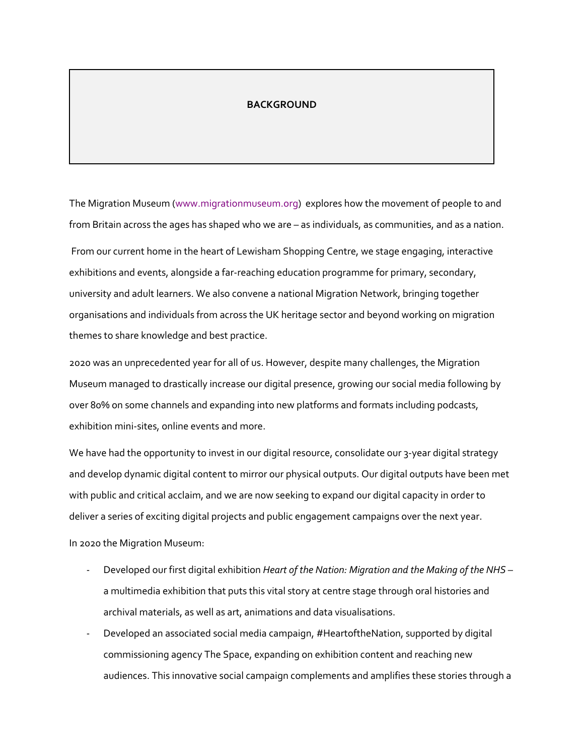## BACKGROUND

The Migration Museum (www.migrationmuseum.org) explores how the movement of people to and from Britain across the ages has shaped who we are – as individuals, as communities, and as a nation.

From our current home in the heart of Lewisham Shopping Centre, we stage engaging, interactive exhibitions and events, alongside a far-reaching education programme for primary, secondary, university and adult learners. We also convene a national Migration Network, bringing together organisations and individuals from across the UK heritage sector and beyond working on migration themes to share knowledge and best practice.

2020 was an unprecedented year for all of us. However, despite many challenges, the Migration Museum managed to drastically increase our digital presence, growing our social media following by over 80% on some channels and expanding into new platforms and formats including podcasts, exhibition mini-sites, online events and more.

We have had the opportunity to invest in our digital resource, consolidate our 3-year digital strategy and develop dynamic digital content to mirror our physical outputs. Our digital outputs have been met with public and critical acclaim, and we are now seeking to expand our digital capacity in order to deliver a series of exciting digital projects and public engagement campaigns over the next year.

In 2020 the Migration Museum:

- Developed our first digital exhibition *Heart of the Nation: Migration and the Making of the NHS* – a multimedia exhibition that puts this vital story at centre stage through oral histories and archival materials, as well as art, animations and data visualisations.
- Developed an associated social media campaign, #HeartoftheNation, supported by digital commissioning agency The Space, expanding on exhibition content and reaching new audiences. This innovative social campaign complements and amplifies these stories through a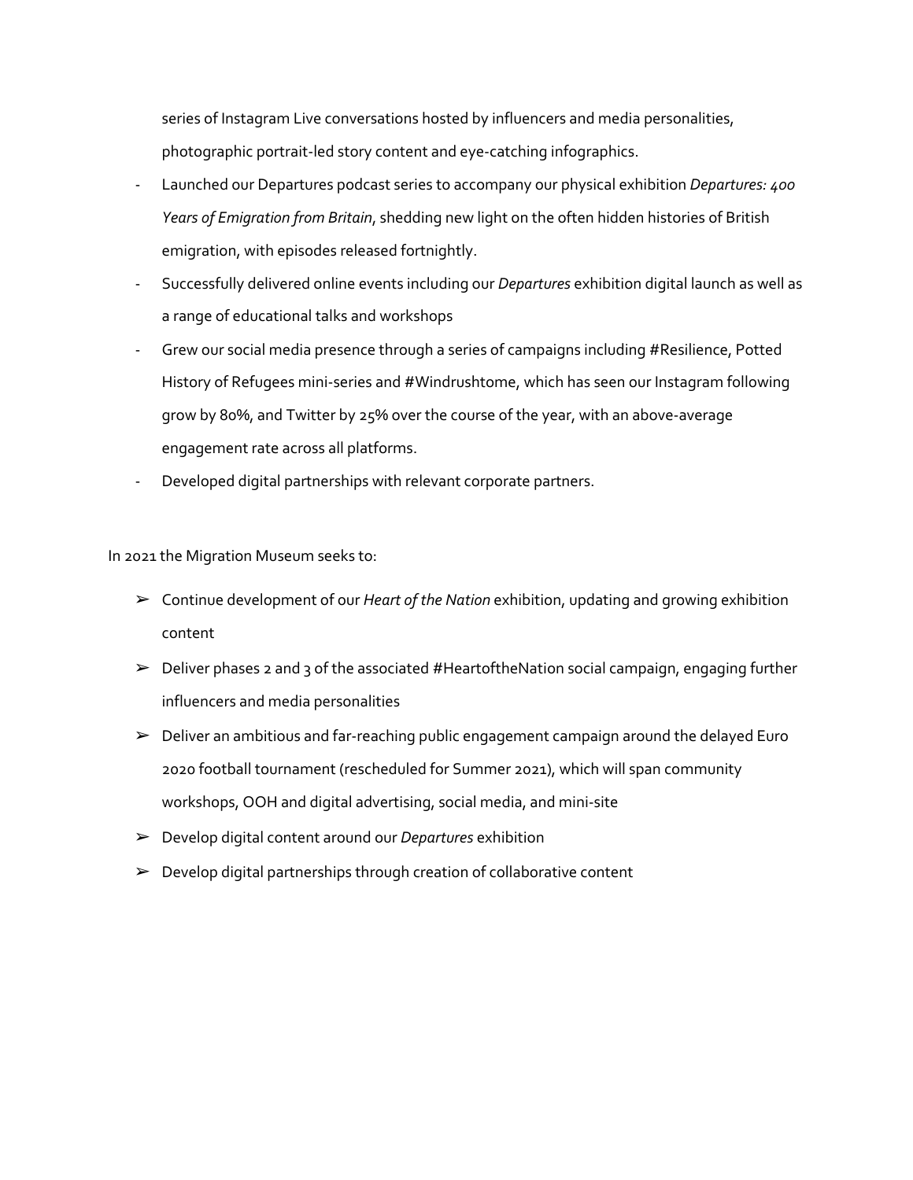series of Instagram Live conversations hosted by influencers and media personalities, photographic portrait-led story content and eye-catching infographics.

- Launched our Departures podcast series to accompany our physical exhibition *Departures: 400 Years of Emigration from Britain*, shedding new light on the often hidden histories of British emigration, with episodes released fortnightly.
- Successfully delivered online events including our *Departures* exhibition digital launch as well as a range of educational talks and workshops
- Grew our social media presence through a series of campaigns including #Resilience, Potted History of Refugees mini-series and #Windrushtome, which has seen our Instagram following grow by 80%, and Twitter by 25% over the course of the year, with an above-average engagement rate across all platforms.
- Developed digital partnerships with relevant corporate partners.

In 2021 the Migration Museum seeks to:

- ➢ Continue development of our *Heart of the Nation* exhibition, updating and growing exhibition content
- ➢ Deliver phases 2 and 3 of the associated #HeartoftheNation social campaign, engaging further influencers and media personalities
- ➢ Deliver an ambitious and far-reaching public engagement campaign around the delayed Euro 2020 football tournament (rescheduled for Summer 2021), which will span community workshops, OOH and digital advertising, social media, and mini-site
- ➢ Develop digital content around our *Departures* exhibition
- ➢ Develop digital partnerships through creation of collaborative content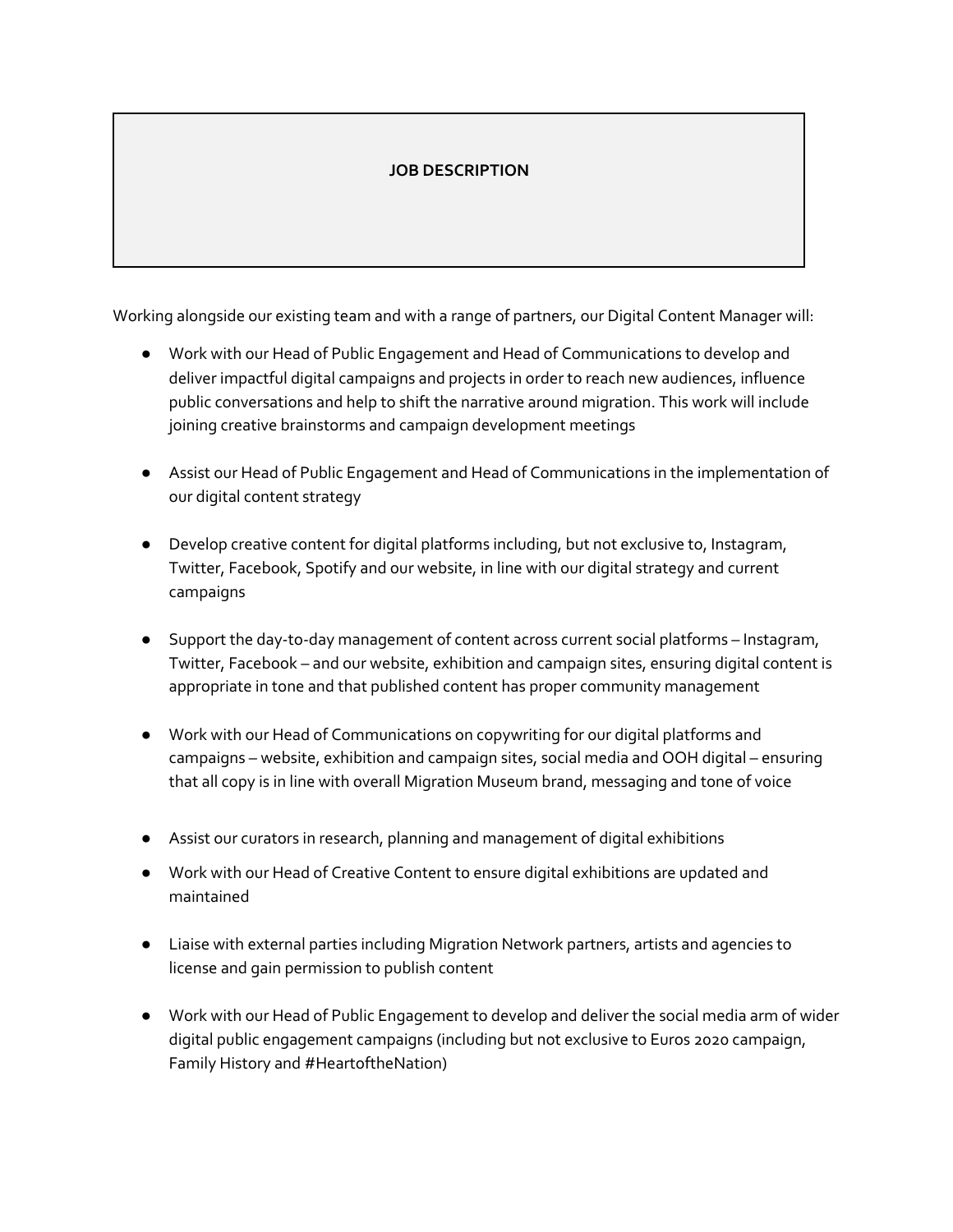**JOB DESCRIPTION**

Working alongside our existing team and with a range of partners, our Digital Content Manager will:

- Work with our Head of Public Engagement and Head of Communications to develop and deliver impactful digital campaigns and projects in order to reach new audiences, influence public conversations and help to shift the narrative around migration. This work will include joining creative brainstorms and campaign development meetings

- Assist our Head of Public Engagement and Head of Communications in the implementation of our digital content strategy

- Develop creative content for digital platforms including, but not exclusive to, Instagram, Twitter, Facebook, Spotify and our website, in line with our digital strategy and current campaigns

- Support the day-to-day management of content across current social platforms – Instagram, Twitter, Facebook – and our website, exhibition and campaign sites, ensuring digital content is appropriate in tone and that published content has proper community management

- Work with our Head of Communications on copywriting for our digital platforms and campaigns – website, exhibition and campaign sites, social media and OOH digital – ensuring that all copy is in line with overall Migration Museum brand, messaging and tone of voice

- Assist our curators in research, planning and management of digital exhibitions
- Work with our Head of Creative Content to ensure digital exhibitions are updated and maintained

- Liaise with external parties including Migration Network partners, artists and agencies to license and gain permission to publish content

- Work with our Head of Public Engagement to develop and deliver the social media arm of wider digital public engagement campaigns (including but not exclusive to Euros 2020 campaign, Family History and #HeartoftheNation)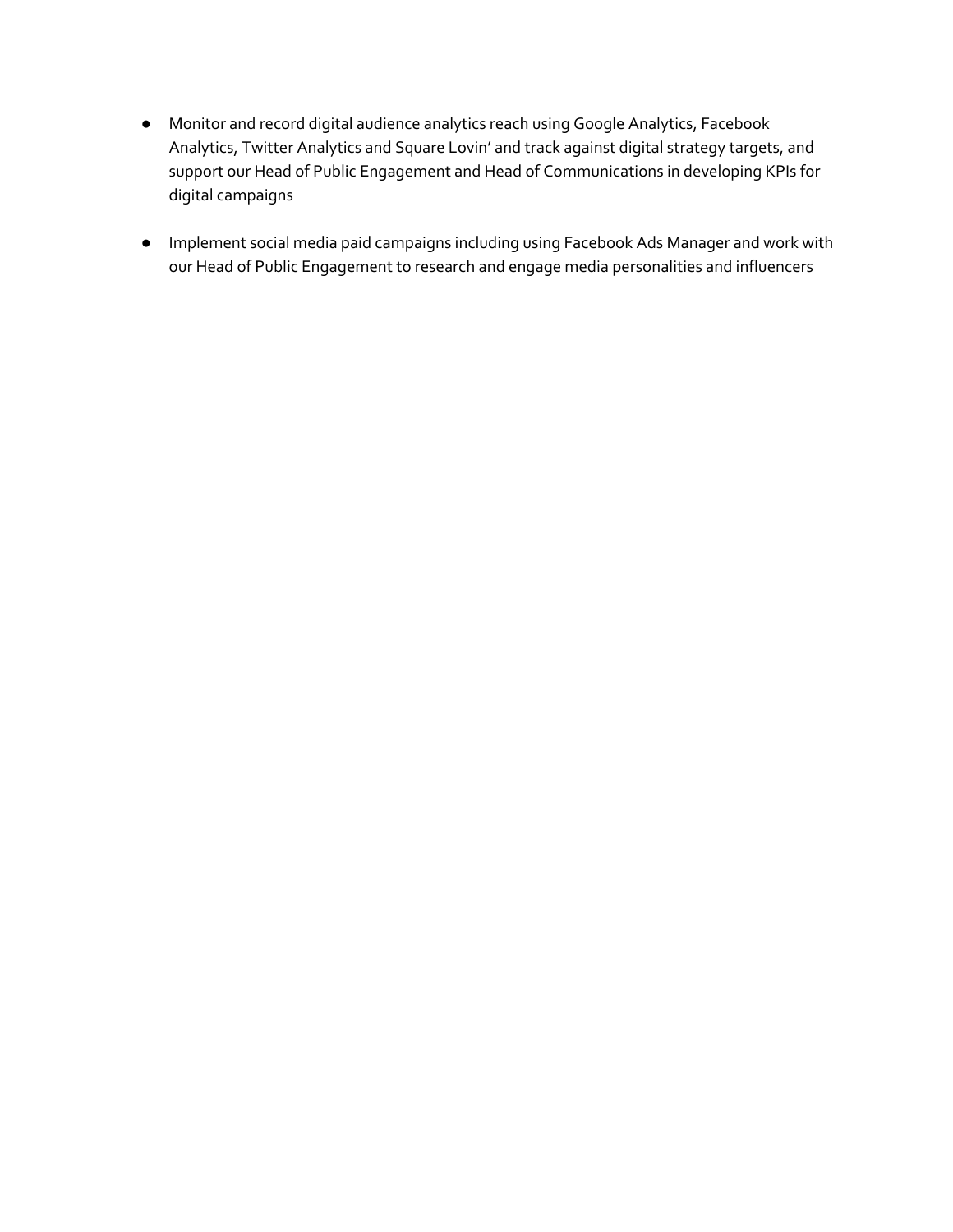- Monitor and record digital audience analytics reach using Google Analytics, Facebook Analytics, Twitter Analytics and Square Lovin' and track against digital strategy targets, and support our Head of Public Engagement and Head of Communications in developing KPIs for digital campaigns

- Implement social media paid campaigns including using Facebook Ads Manager and work with our Head of Public Engagement to research and engage media personalities and influencers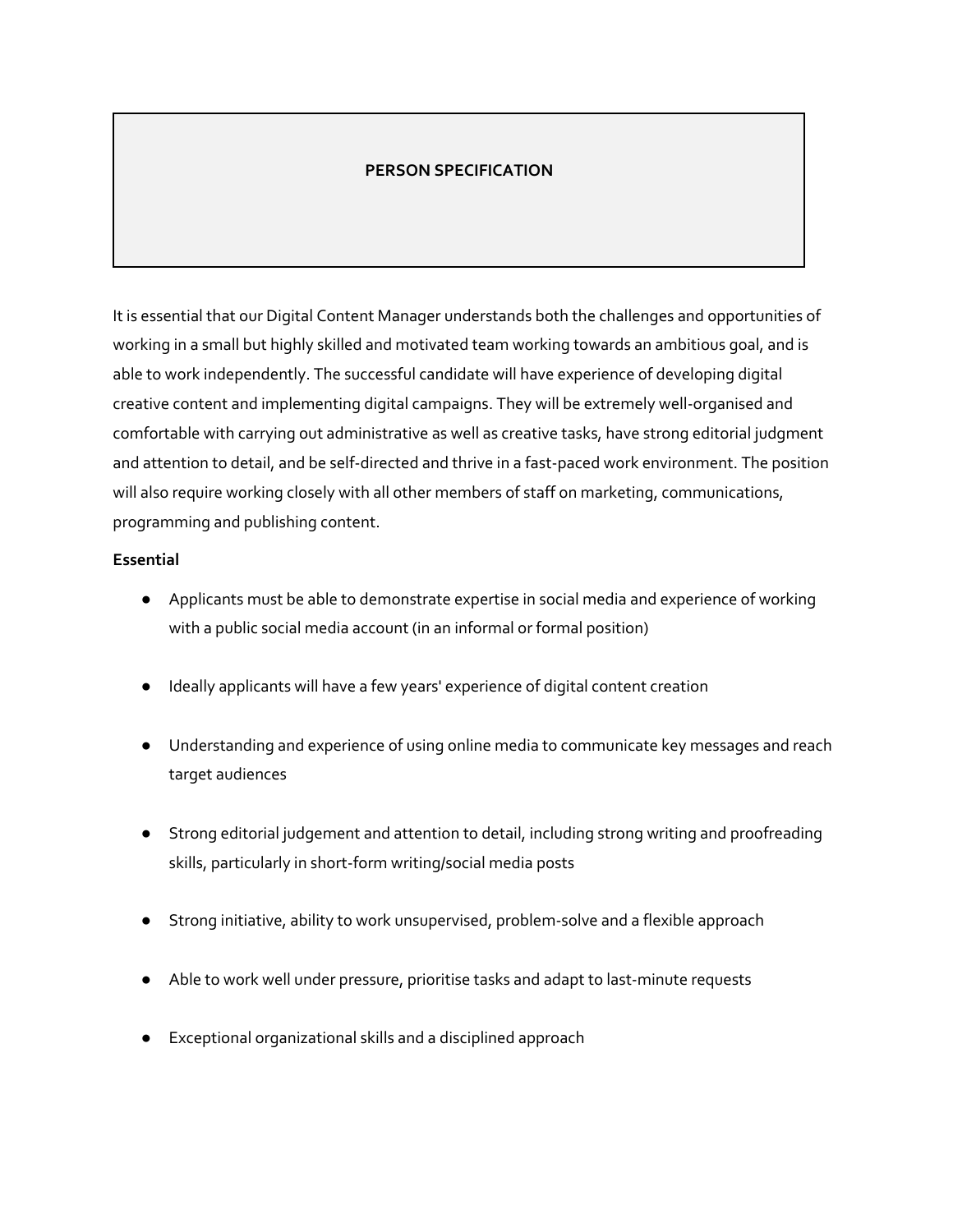# PERSON SPECIFICATION

It is essential that our Digital Content Manager understands both the challenges and opportunities of working in a small but highly skilled and motivated team working towards an ambitious goal, and is able to work independently. The successful candidate will have experience of developing digital creative content and implementing digital campaigns. They will be extremely well-organised and comfortable with carrying out administrative as well as creative tasks, have strong editorial judgment and attention to detail, and be self-directed and thrive in a fast-paced work environment. The position will also require working closely with all other members of staff on marketing, communications, programming and publishing content.

**Essential**

- Applicants must be able to demonstrate expertise in social media and experience of working with a public social media account (in an informal or formal position)
- Ideally applicants will have a few years' experience of digital content creation
- Understanding and experience of using online media to communicate key messages and reach target audiences
- Strong editorial judgement and attention to detail, including strong writing and proofreading skills, particularly in short-form writing/social media posts
- Strong initiative, ability to work unsupervised, problem-solve and a flexible approach
- Able to work well under pressure, prioritise tasks and adapt to last-minute requests
- Exceptional organizational skills and a disciplined approach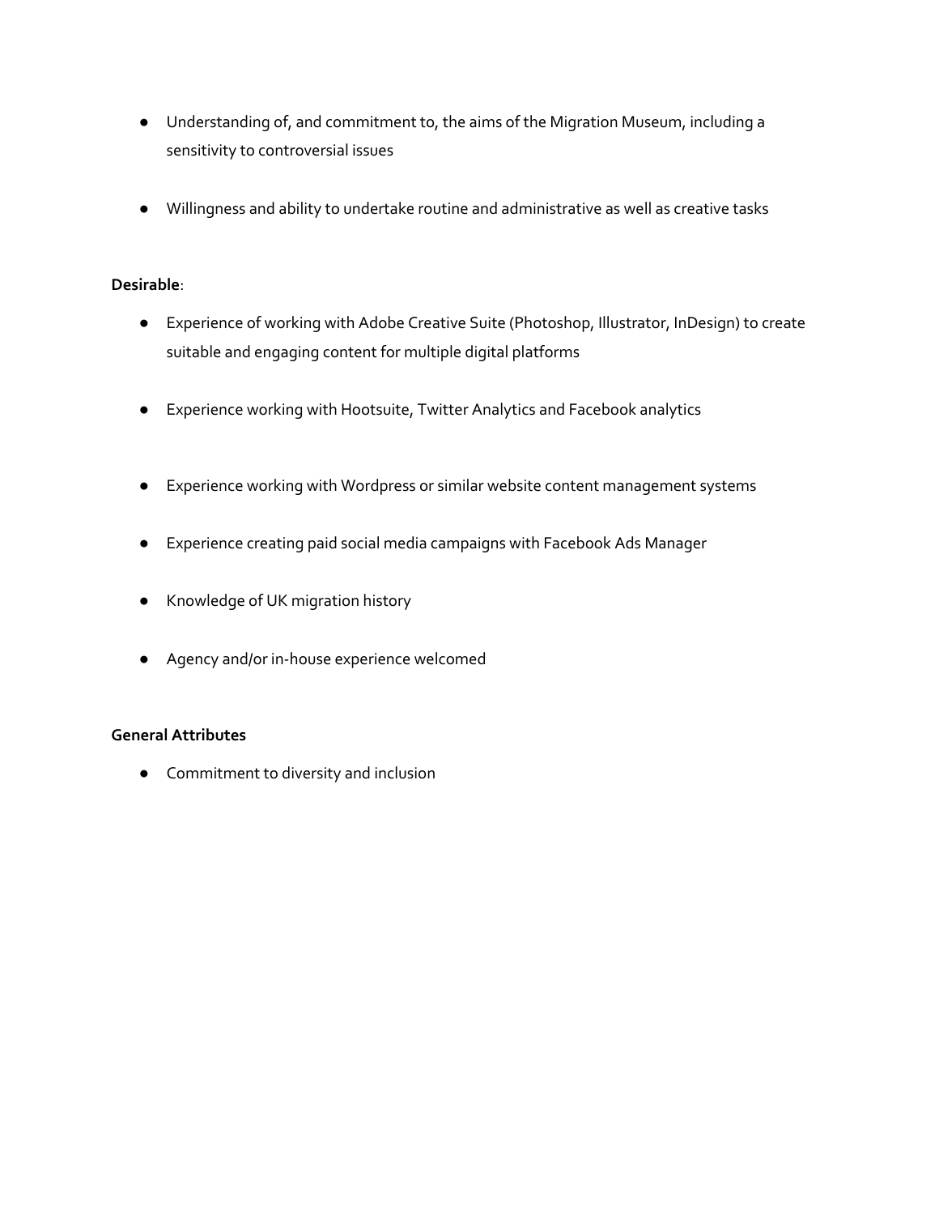- Understanding of, and commitment to, the aims of the Migration Museum, including a sensitivity to controversial issues

- Willingness and ability to undertake routine and administrative as well as creative tasks

**Desirable**:

- Experience of working with Adobe Creative Suite (Photoshop, Illustrator, InDesign) to create suitable and engaging content for multiple digital platforms

- Experience working with Hootsuite, Twitter Analytics and Facebook analytics

- Experience working with Wordpress or similar website content management systems

- Experience creating paid social media campaigns with Facebook Ads Manager

- Knowledge of UK migration history

- Agency and/or in-house experience welcomed

**General Attributes**

- Commitment to diversity and inclusion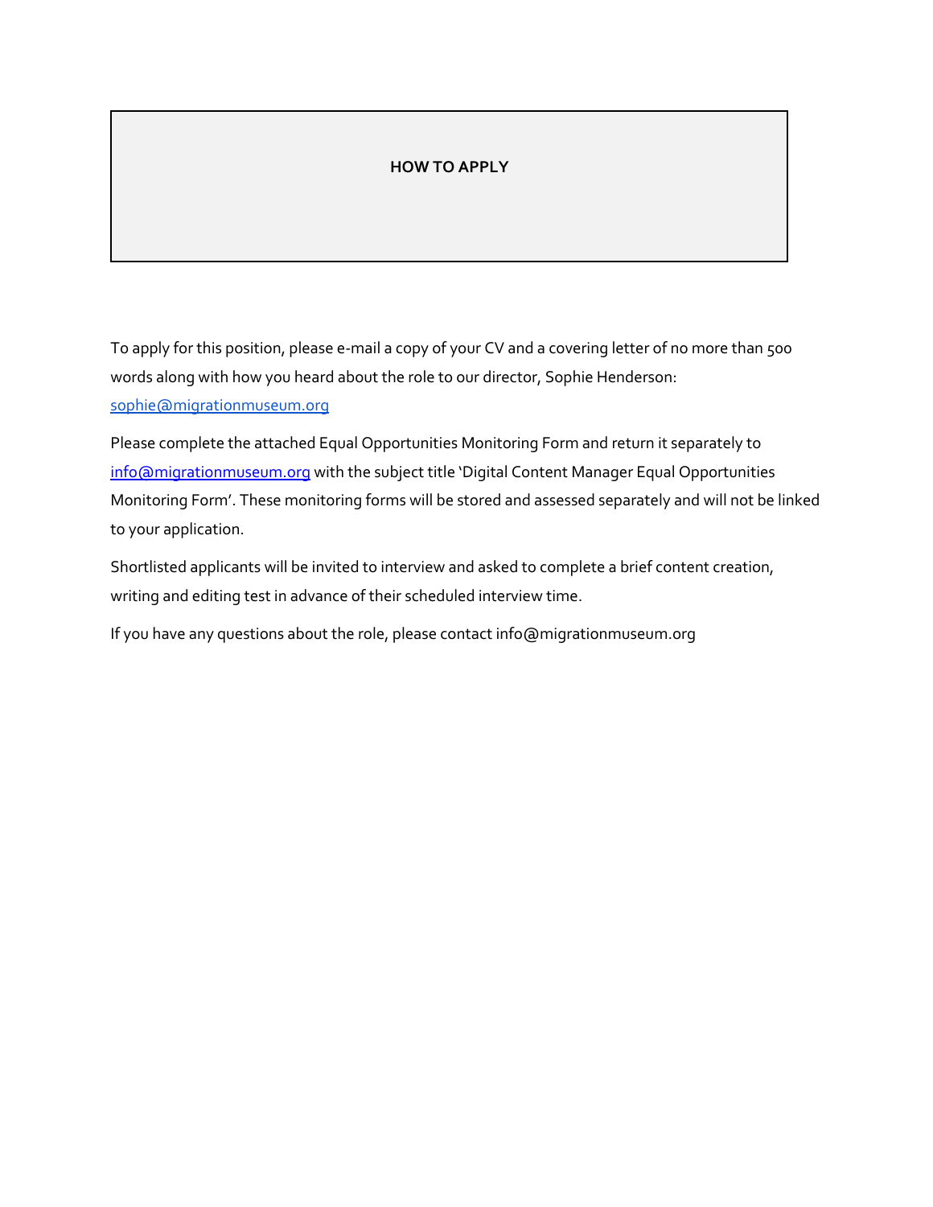## HOW TO APPLY

To apply for this position, please e-mail a copy of your CV and a covering letter of no more than 500 words along with how you heard about the role to our director, Sophie Henderson: sophie@migrationmuseum.org

Please complete the attached Equal Opportunities Monitoring Form and return it separately to info@migrationmuseum.org with the subject title 'Digital Content Manager Equal Opportunities Monitoring Form'. These monitoring forms will be stored and assessed separately and will not be linked to your application.

Shortlisted applicants will be invited to interview and asked to complete a brief content creation, writing and editing test in advance of their scheduled interview time.

If you have any questions about the role, please contact info@migrationmuseum.org